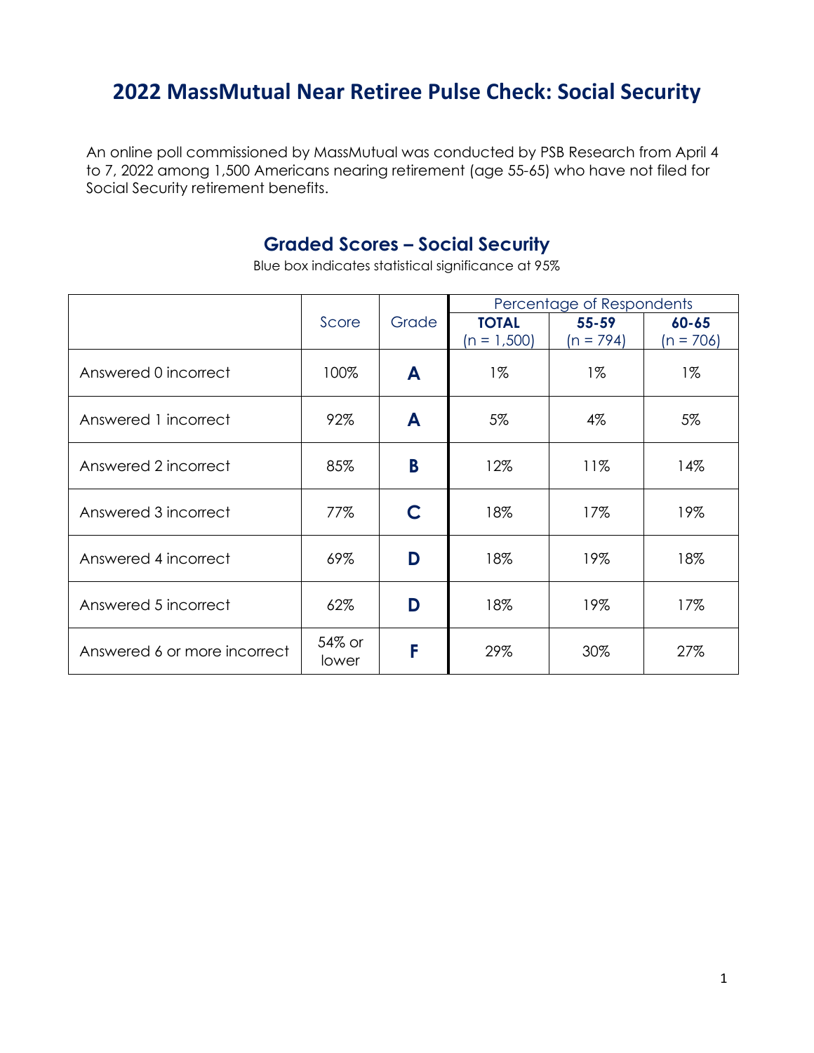# 2022 MassMutual Near Retiree Pulse Check: Social Security

An online poll commissioned by MassMutual was conducted by PSB Research from April 4 to 7, 2022 among 1,500 Americans nearing retirement (age 55-65) who have not filed for Social Security retirement benefits.

## Graded Scores – Social Security

Blue box indicates statistical significance at 95%

| | Score | Grade | Percentage of Respondents | | |
|---|---|---|---|---|---|
| | | | **TOTAL** (n = 1,500) | **55-59** (n = 794) | **60-65** (n = 706) |
| Answered 0 incorrect | 100% | **A** | 1% | 1% | 1% |
| Answered 1 incorrect | 92% | **A** | 5% | 4% | 5% |
| Answered 2 incorrect | 85% | **B** | 12% | 11% | 14% |
| Answered 3 incorrect | 77% | **C** | 18% | 17% | 19% |
| Answered 4 incorrect | 69% | **D** | 18% | 19% | 18% |
| Answered 5 incorrect | 62% | **D** | 18% | 19% | 17% |
| Answered 6 or more incorrect | 54% or lower | **F** | 29% | 30% | 27% |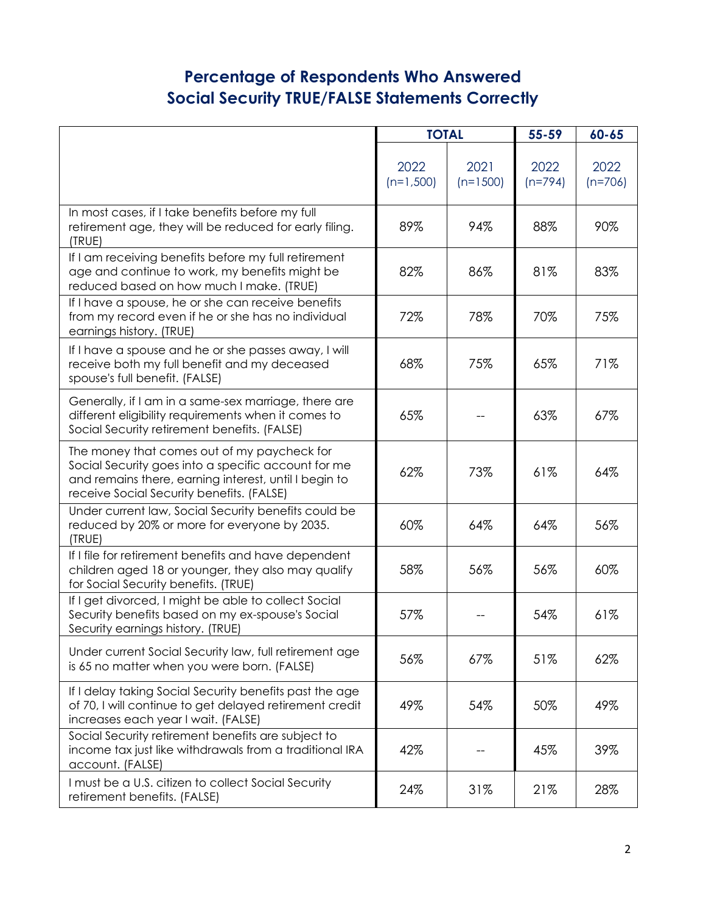## Percentage of Respondents Who Answered Social Security TRUE/FALSE Statements Correctly

| | TOTAL | | 55-59 | 60-65 |
|---|---|---|---|---|
| | 2022 (n=1,500) | 2021 (n=1500) | 2022 (n=794) | 2022 (n=706) |
| In most cases, if I take benefits before my full retirement age, they will be reduced for early filing. (TRUE) | 89% | 94% | 88% | 90% |
| If I am receiving benefits before my full retirement age and continue to work, my benefits might be reduced based on how much I make. (TRUE) | 82% | 86% | 81% | 83% |
| If I have a spouse, he or she can receive benefits from my record even if he or she has no individual earnings history. (TRUE) | 72% | 78% | 70% | 75% |
| If I have a spouse and he or she passes away, I will receive both my full benefit and my deceased spouse's full benefit. (FALSE) | 68% | 75% | 65% | 71% |
| Generally, if I am in a same-sex marriage, there are different eligibility requirements when it comes to Social Security retirement benefits. (FALSE) | 65% | -- | 63% | 67% |
| The money that comes out of my paycheck for Social Security goes into a specific account for me and remains there, earning interest, until I begin to receive Social Security benefits. (FALSE) | 62% | 73% | 61% | 64% |
| Under current law, Social Security benefits could be reduced by 20% or more for everyone by 2035. (TRUE) | 60% | 64% | 64% | 56% |
| If I file for retirement benefits and have dependent children aged 18 or younger, they also may qualify for Social Security benefits. (TRUE) | 58% | 56% | 56% | 60% |
| If I get divorced, I might be able to collect Social Security benefits based on my ex-spouse's Social Security earnings history. (TRUE) | 57% | -- | 54% | 61% |
| Under current Social Security law, full retirement age is 65 no matter when you were born. (FALSE) | 56% | 67% | 51% | 62% |
| If I delay taking Social Security benefits past the age of 70, I will continue to get delayed retirement credit increases each year I wait. (FALSE) | 49% | 54% | 50% | 49% |
| Social Security retirement benefits are subject to income tax just like withdrawals from a traditional IRA account. (FALSE) | 42% | -- | 45% | 39% |
| I must be a U.S. citizen to collect Social Security retirement benefits. (FALSE) | 24% | 31% | 21% | 28% |